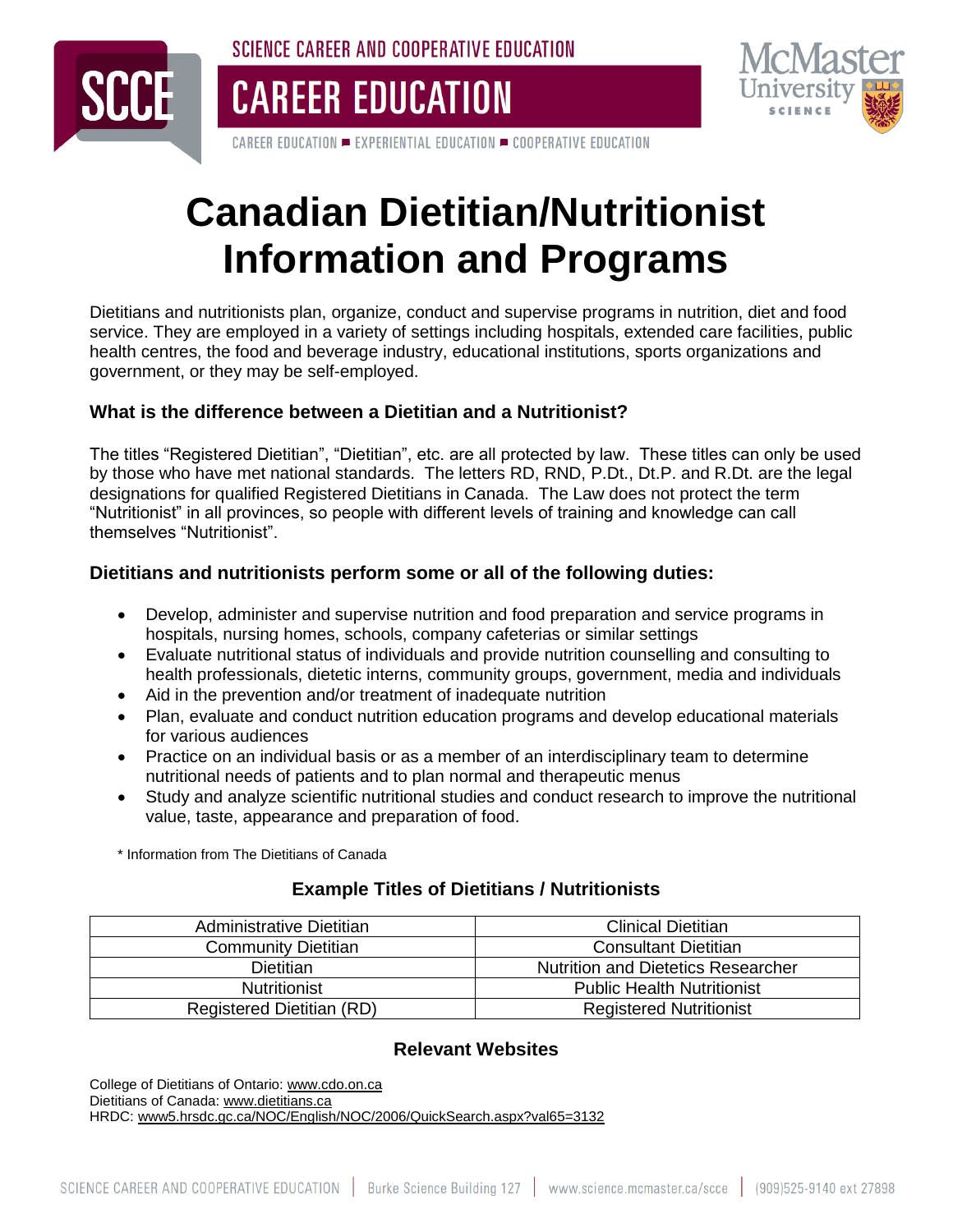SCIENCE CAREER AND COOPERATIVE EDUCATION

CAREER EDUCATION

CAREER EDUCATION ■ EXPERIENTIAL EDUCATION ■ COOPERATIVE EDUCATION

# Canadian Dietitian/Nutritionist Information and Programs

Dietitians and nutritionists plan, organize, conduct and supervise programs in nutrition, diet and food service. They are employed in a variety of settings including hospitals, extended care facilities, public health centres, the food and beverage industry, educational institutions, sports organizations and government, or they may be self-employed.

### What is the difference between a Dietitian and a Nutritionist?

The titles "Registered Dietitian", "Dietitian", etc. are all protected by law. These titles can only be used by those who have met national standards. The letters RD, RND, P.Dt., Dt.P. and R.Dt. are the legal designations for qualified Registered Dietitians in Canada. The Law does not protect the term "Nutritionist" in all provinces, so people with different levels of training and knowledge can call themselves "Nutritionist".

### Dietitians and nutritionists perform some or all of the following duties:

- Develop, administer and supervise nutrition and food preparation and service programs in hospitals, nursing homes, schools, company cafeterias or similar settings
- Evaluate nutritional status of individuals and provide nutrition counselling and consulting to health professionals, dietetic interns, community groups, government, media and individuals
- Aid in the prevention and/or treatment of inadequate nutrition
- Plan, evaluate and conduct nutrition education programs and develop educational materials for various audiences
- Practice on an individual basis or as a member of an interdisciplinary team to determine nutritional needs of patients and to plan normal and therapeutic menus
- Study and analyze scientific nutritional studies and conduct research to improve the nutritional value, taste, appearance and preparation of food.

* Information from The Dietitians of Canada

### Example Titles of Dietitians / Nutritionists

| | |
|---|---|
| Administrative Dietitian | Clinical Dietitian |
| Community Dietitian | Consultant Dietitian |
| Dietitian | Nutrition and Dietetics Researcher |
| Nutritionist | Public Health Nutritionist |
| Registered Dietitian (RD) | Registered Nutritionist |

### Relevant Websites

College of Dietitians of Ontario: www.cdo.on.ca
Dietitians of Canada: www.dietitians.ca
HRDC: www5.hrsdc.gc.ca/NOC/English/NOC/2006/QuickSearch.aspx?val65=3132

SCIENCE CAREER AND COOPERATIVE EDUCATION | Burke Science Building 127 | www.science.mcmaster.ca/scce | (909)525-9140 ext 27898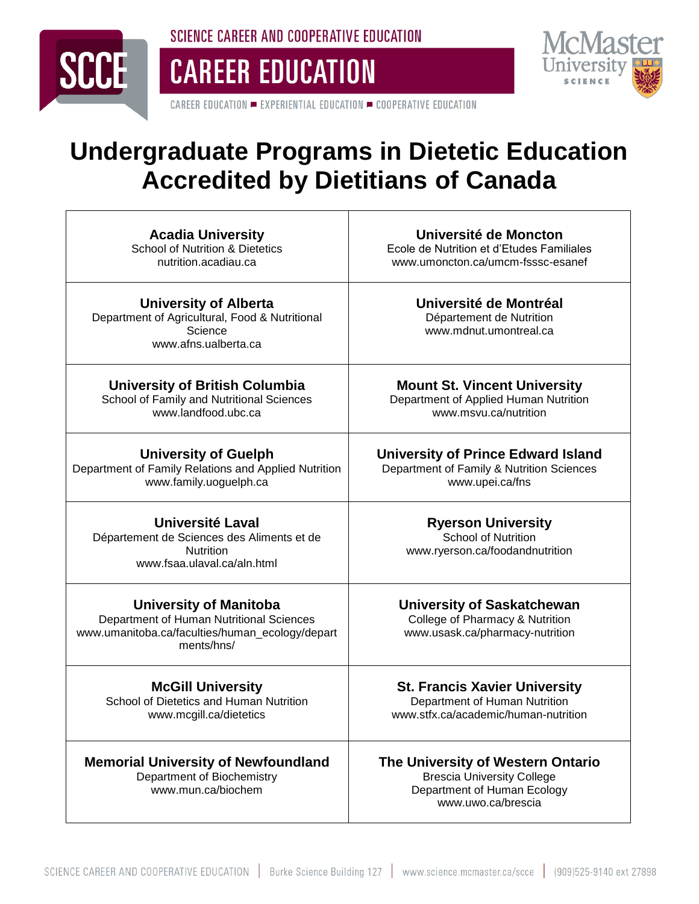# Undergraduate Programs in Dietetic Education Accredited by Dietitians of Canada

| | |
|---|---|
| **Acadia University**<br>School of Nutrition & Dietetics<br>nutrition.acadiau.ca | **Université de Moncton**<br>Ecole de Nutrition et d'Etudes Familiales<br>www.umoncton.ca/umcm-fsssc-esanef |
| **University of Alberta**<br>Department of Agricultural, Food & Nutritional Science<br>www.afns.ualberta.ca | **Université de Montréal**<br>Département de Nutrition<br>www.mdnut.umontreal.ca |
| **University of British Columbia**<br>School of Family and Nutritional Sciences<br>www.landfood.ubc.ca | **Mount St. Vincent University**<br>Department of Applied Human Nutrition<br>www.msvu.ca/nutrition |
| **University of Guelph**<br>Department of Family Relations and Applied Nutrition<br>www.family.uoguelph.ca | **University of Prince Edward Island**<br>Department of Family & Nutrition Sciences<br>www.upei.ca/fns |
| **Université Laval**<br>Département de Sciences des Aliments et de Nutrition<br>www.fsaa.ulaval.ca/aln.html | **Ryerson University**<br>School of Nutrition<br>www.ryerson.ca/foodandnutrition |
| **University of Manitoba**<br>Department of Human Nutritional Sciences<br>www.umanitoba.ca/faculties/human_ecology/departments/hns/ | **University of Saskatchewan**<br>College of Pharmacy & Nutrition<br>www.usask.ca/pharmacy-nutrition |
| **McGill University**<br>School of Dietetics and Human Nutrition<br>www.mcgill.ca/dietetics | **St. Francis Xavier University**<br>Department of Human Nutrition<br>www.stfx.ca/academic/human-nutrition |
| **Memorial University of Newfoundland**<br>Department of Biochemistry<br>www.mun.ca/biochem | **The University of Western Ontario**<br>Brescia University College<br>Department of Human Ecology<br>www.uwo.ca/brescia |